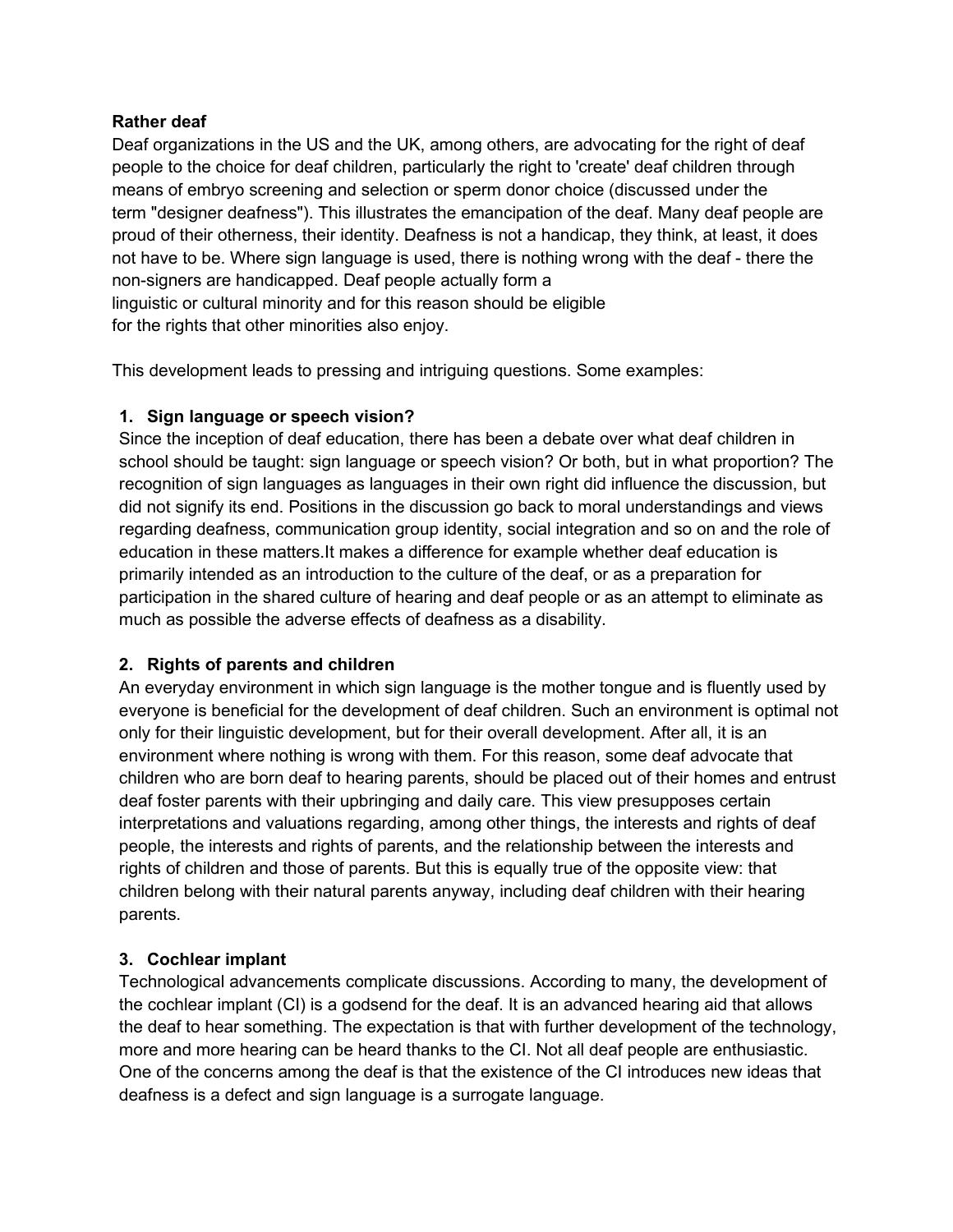**Rather deaf**

Deaf organizations in the US and the UK, among others, are advocating for the right of deaf people to the choice for deaf children, particularly the right to 'create' deaf children through means of embryo screening and selection or sperm donor choice (discussed under the term "designer deafness"). This illustrates the emancipation of the deaf. Many deaf people are proud of their otherness, their identity. Deafness is not a handicap, they think, at least, it does not have to be. Where sign language is used, there is nothing wrong with the deaf - there the non-signers are handicapped. Deaf people actually form a linguistic or cultural minority and for this reason should be eligible for the rights that other minorities also enjoy.

This development leads to pressing and intriguing questions. Some examples:

1. **Sign language or speech vision?**
   Since the inception of deaf education, there has been a debate over what deaf children in school should be taught: sign language or speech vision? Or both, but in what proportion? The recognition of sign languages as languages in their own right did influence the discussion, but did not signify its end. Positions in the discussion go back to moral understandings and views regarding deafness, communication group identity, social integration and so on and the role of education in these matters.It makes a difference for example whether deaf education is primarily intended as an introduction to the culture of the deaf, or as a preparation for participation in the shared culture of hearing and deaf people or as an attempt to eliminate as much as possible the adverse effects of deafness as a disability.

2. **Rights of parents and children**
   An everyday environment in which sign language is the mother tongue and is fluently used by everyone is beneficial for the development of deaf children. Such an environment is optimal not only for their linguistic development, but for their overall development. After all, it is an environment where nothing is wrong with them. For this reason, some deaf advocate that children who are born deaf to hearing parents, should be placed out of their homes and entrust deaf foster parents with their upbringing and daily care. This view presupposes certain interpretations and valuations regarding, among other things, the interests and rights of deaf people, the interests and rights of parents, and the relationship between the interests and rights of children and those of parents. But this is equally true of the opposite view: that children belong with their natural parents anyway, including deaf children with their hearing parents.

3. **Cochlear implant**
   Technological advancements complicate discussions. According to many, the development of the cochlear implant (CI) is a godsend for the deaf. It is an advanced hearing aid that allows the deaf to hear something. The expectation is that with further development of the technology, more and more hearing can be heard thanks to the CI. Not all deaf people are enthusiastic. One of the concerns among the deaf is that the existence of the CI introduces new ideas that deafness is a defect and sign language is a surrogate language.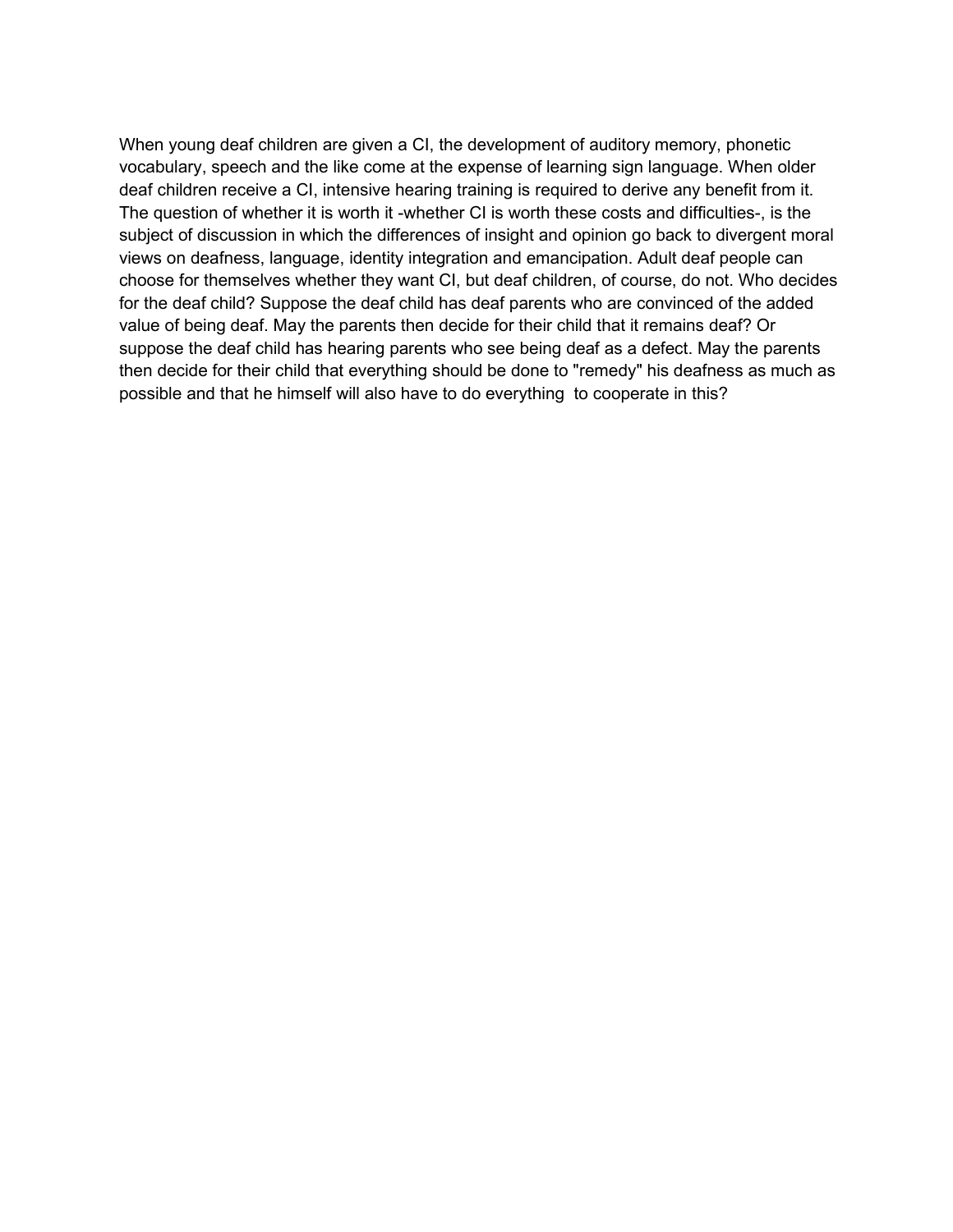When young deaf children are given a CI, the development of auditory memory, phonetic vocabulary, speech and the like come at the expense of learning sign language. When older deaf children receive a CI, intensive hearing training is required to derive any benefit from it. The question of whether it is worth it -whether CI is worth these costs and difficulties-, is the subject of discussion in which the differences of insight and opinion go back to divergent moral views on deafness, language, identity integration and emancipation. Adult deaf people can choose for themselves whether they want CI, but deaf children, of course, do not. Who decides for the deaf child? Suppose the deaf child has deaf parents who are convinced of the added value of being deaf. May the parents then decide for their child that it remains deaf? Or suppose the deaf child has hearing parents who see being deaf as a defect. May the parents then decide for their child that everything should be done to "remedy" his deafness as much as possible and that he himself will also have to do everything to cooperate in this?